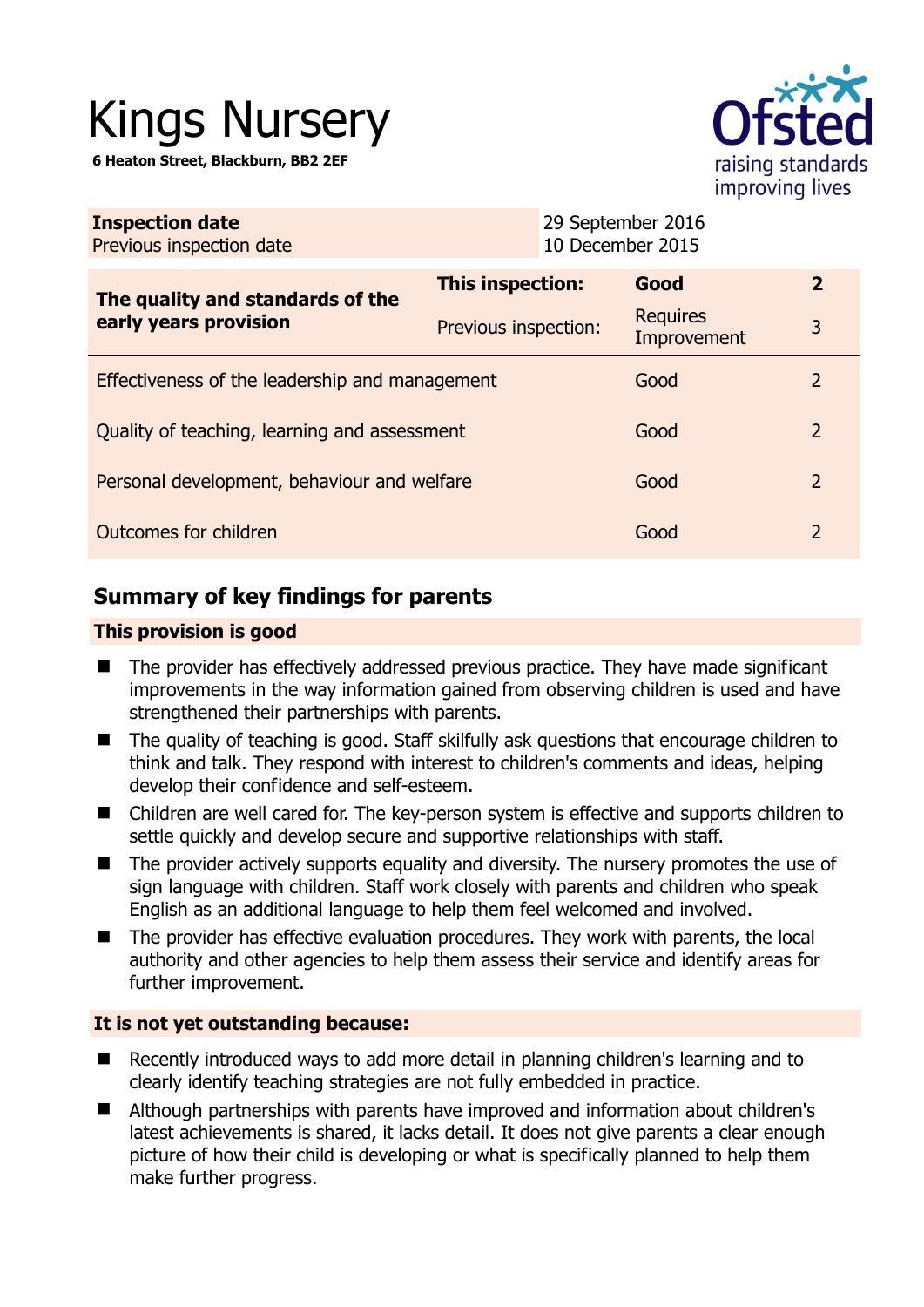# Kings Nursery

**6 Heaton Street, Blackburn, BB2 2EF**

| **Inspection date** | 29 September 2016 |
|---|---|
| Previous inspection date | 10 December 2015 |

| **The quality and standards of the early years provision** | **This inspection:** | **Good** | **2** |
|---|---|---|---|
| | Previous inspection: | Requires Improvement | 3 |
| Effectiveness of the leadership and management | | Good | 2 |
| Quality of teaching, learning and assessment | | Good | 2 |
| Personal development, behaviour and welfare | | Good | 2 |
| Outcomes for children | | Good | 2 |

## Summary of key findings for parents

### This provision is good

- The provider has effectively addressed previous practice. They have made significant improvements in the way information gained from observing children is used and have strengthened their partnerships with parents.
- The quality of teaching is good. Staff skilfully ask questions that encourage children to think and talk. They respond with interest to children's comments and ideas, helping develop their confidence and self-esteem.
- Children are well cared for. The key-person system is effective and supports children to settle quickly and develop secure and supportive relationships with staff.
- The provider actively supports equality and diversity. The nursery promotes the use of sign language with children. Staff work closely with parents and children who speak English as an additional language to help them feel welcomed and involved.
- The provider has effective evaluation procedures. They work with parents, the local authority and other agencies to help them assess their service and identify areas for further improvement.

### It is not yet outstanding because:

- Recently introduced ways to add more detail in planning children's learning and to clearly identify teaching strategies are not fully embedded in practice.
- Although partnerships with parents have improved and information about children's latest achievements is shared, it lacks detail. It does not give parents a clear enough picture of how their child is developing or what is specifically planned to help them make further progress.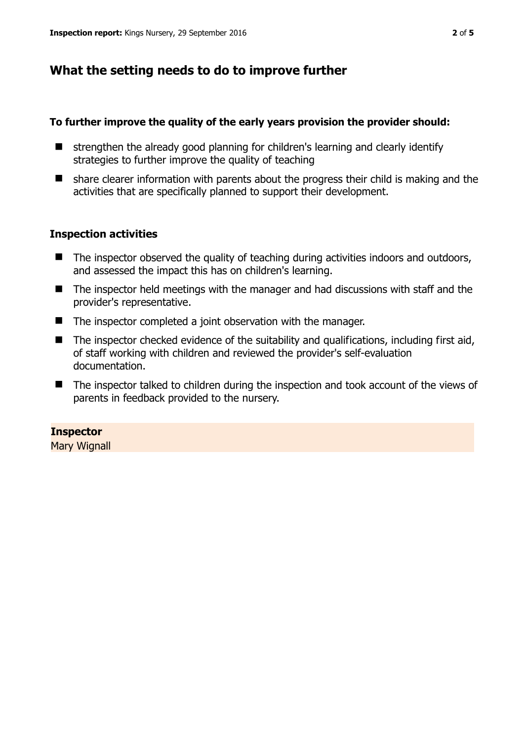## What the setting needs to do to improve further

**To further improve the quality of the early years provision the provider should:**

- strengthen the already good planning for children's learning and clearly identify strategies to further improve the quality of teaching
- share clearer information with parents about the progress their child is making and the activities that are specifically planned to support their development.

### Inspection activities

- The inspector observed the quality of teaching during activities indoors and outdoors, and assessed the impact this has on children's learning.
- The inspector held meetings with the manager and had discussions with staff and the provider's representative.
- The inspector completed a joint observation with the manager.
- The inspector checked evidence of the suitability and qualifications, including first aid, of staff working with children and reviewed the provider's self-evaluation documentation.
- The inspector talked to children during the inspection and took account of the views of parents in feedback provided to the nursery.

**Inspector**
Mary Wignall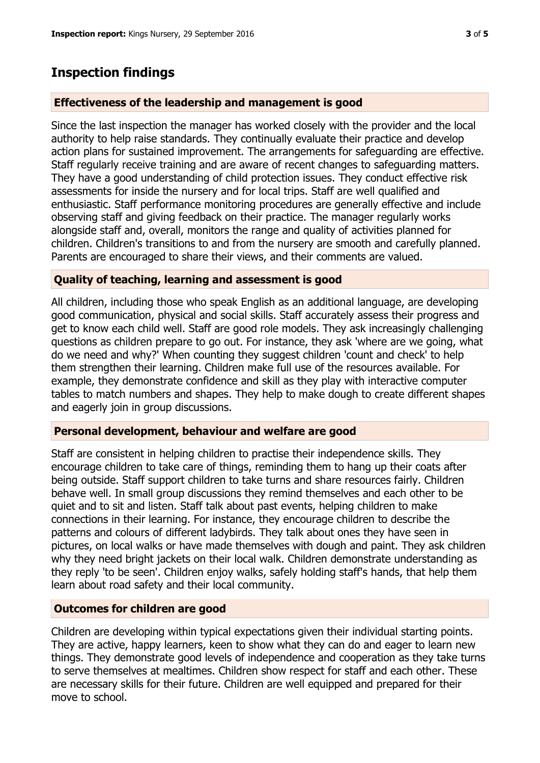## Inspection findings

### Effectiveness of the leadership and management is good

Since the last inspection the manager has worked closely with the provider and the local authority to help raise standards. They continually evaluate their practice and develop action plans for sustained improvement. The arrangements for safeguarding are effective. Staff regularly receive training and are aware of recent changes to safeguarding matters. They have a good understanding of child protection issues. They conduct effective risk assessments for inside the nursery and for local trips. Staff are well qualified and enthusiastic. Staff performance monitoring procedures are generally effective and include observing staff and giving feedback on their practice. The manager regularly works alongside staff and, overall, monitors the range and quality of activities planned for children. Children's transitions to and from the nursery are smooth and carefully planned. Parents are encouraged to share their views, and their comments are valued.

### Quality of teaching, learning and assessment is good

All children, including those who speak English as an additional language, are developing good communication, physical and social skills. Staff accurately assess their progress and get to know each child well. Staff are good role models. They ask increasingly challenging questions as children prepare to go out. For instance, they ask 'where are we going, what do we need and why?' When counting they suggest children 'count and check' to help them strengthen their learning. Children make full use of the resources available. For example, they demonstrate confidence and skill as they play with interactive computer tables to match numbers and shapes. They help to make dough to create different shapes and eagerly join in group discussions.

### Personal development, behaviour and welfare are good

Staff are consistent in helping children to practise their independence skills. They encourage children to take care of things, reminding them to hang up their coats after being outside. Staff support children to take turns and share resources fairly. Children behave well. In small group discussions they remind themselves and each other to be quiet and to sit and listen. Staff talk about past events, helping children to make connections in their learning. For instance, they encourage children to describe the patterns and colours of different ladybirds. They talk about ones they have seen in pictures, on local walks or have made themselves with dough and paint. They ask children why they need bright jackets on their local walk. Children demonstrate understanding as they reply 'to be seen'. Children enjoy walks, safely holding staff's hands, that help them learn about road safety and their local community.

### Outcomes for children are good

Children are developing within typical expectations given their individual starting points. They are active, happy learners, keen to show what they can do and eager to learn new things. They demonstrate good levels of independence and cooperation as they take turns to serve themselves at mealtimes. Children show respect for staff and each other. These are necessary skills for their future. Children are well equipped and prepared for their move to school.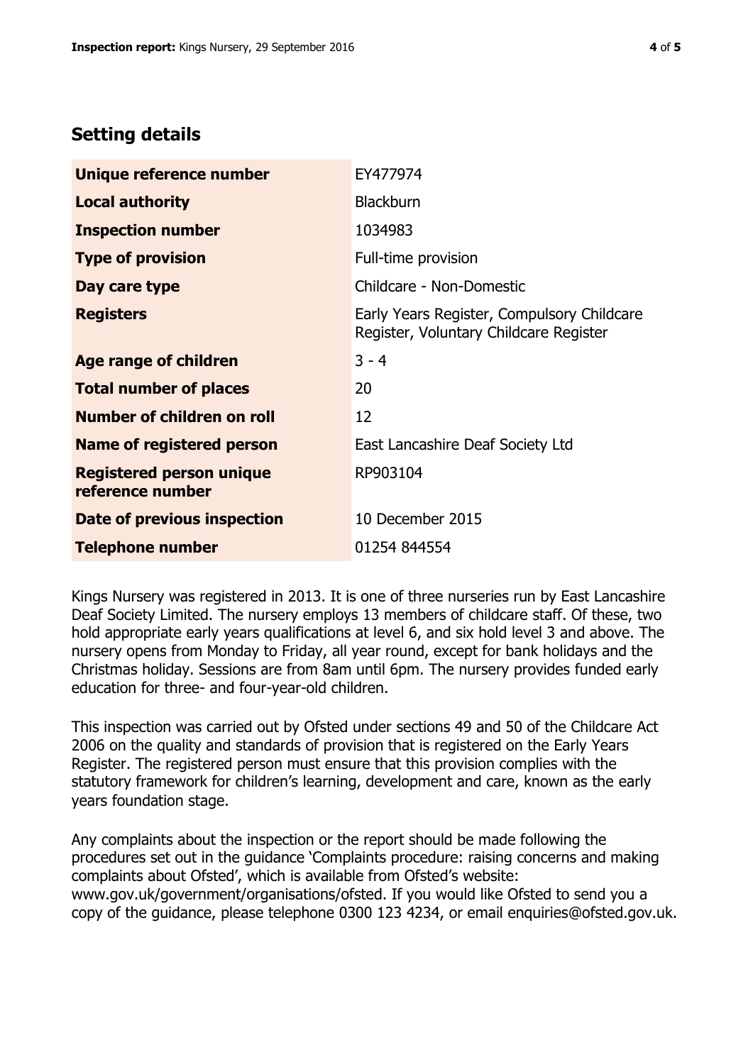## Setting details

| | |
|---|---|
| **Unique reference number** | EY477974 |
| **Local authority** | Blackburn |
| **Inspection number** | 1034983 |
| **Type of provision** | Full-time provision |
| **Day care type** | Childcare - Non-Domestic |
| **Registers** | Early Years Register, Compulsory Childcare Register, Voluntary Childcare Register |
| **Age range of children** | 3 - 4 |
| **Total number of places** | 20 |
| **Number of children on roll** | 12 |
| **Name of registered person** | East Lancashire Deaf Society Ltd |
| **Registered person unique reference number** | RP903104 |
| **Date of previous inspection** | 10 December 2015 |
| **Telephone number** | 01254 844554 |

Kings Nursery was registered in 2013. It is one of three nurseries run by East Lancashire Deaf Society Limited. The nursery employs 13 members of childcare staff. Of these, two hold appropriate early years qualifications at level 6, and six hold level 3 and above. The nursery opens from Monday to Friday, all year round, except for bank holidays and the Christmas holiday. Sessions are from 8am until 6pm. The nursery provides funded early education for three- and four-year-old children.

This inspection was carried out by Ofsted under sections 49 and 50 of the Childcare Act 2006 on the quality and standards of provision that is registered on the Early Years Register. The registered person must ensure that this provision complies with the statutory framework for children's learning, development and care, known as the early years foundation stage.

Any complaints about the inspection or the report should be made following the procedures set out in the guidance 'Complaints procedure: raising concerns and making complaints about Ofsted', which is available from Ofsted's website: www.gov.uk/government/organisations/ofsted. If you would like Ofsted to send you a copy of the guidance, please telephone 0300 123 4234, or email enquiries@ofsted.gov.uk.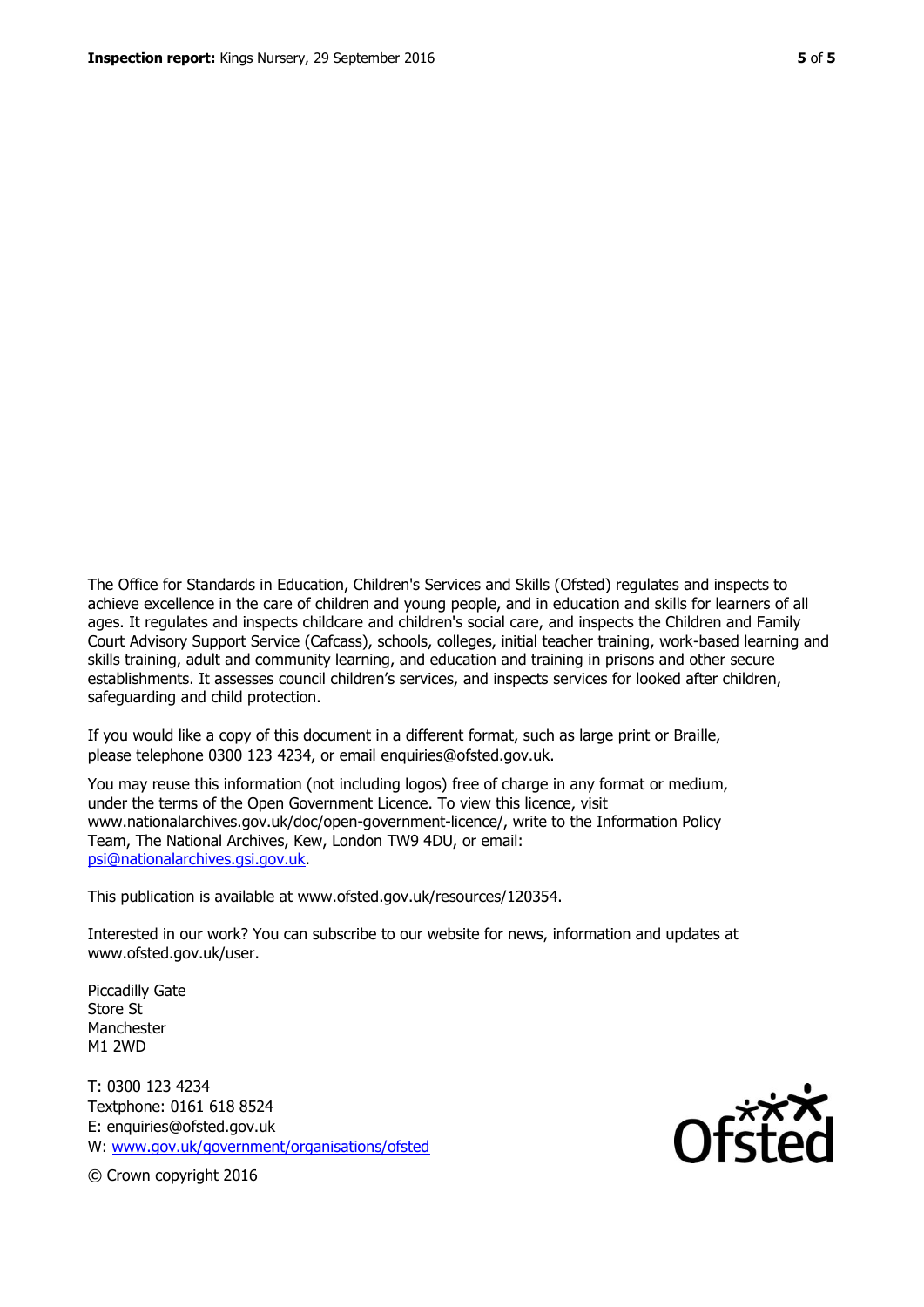The Office for Standards in Education, Children's Services and Skills (Ofsted) regulates and inspects to achieve excellence in the care of children and young people, and in education and skills for learners of all ages. It regulates and inspects childcare and children's social care, and inspects the Children and Family Court Advisory Support Service (Cafcass), schools, colleges, initial teacher training, work-based learning and skills training, adult and community learning, and education and training in prisons and other secure establishments. It assesses council children's services, and inspects services for looked after children, safeguarding and child protection.

If you would like a copy of this document in a different format, such as large print or Braille, please telephone 0300 123 4234, or email enquiries@ofsted.gov.uk.

You may reuse this information (not including logos) free of charge in any format or medium, under the terms of the Open Government Licence. To view this licence, visit www.nationalarchives.gov.uk/doc/open-government-licence/, write to the Information Policy Team, The National Archives, Kew, London TW9 4DU, or email: psi@nationalarchives.gsi.gov.uk.

This publication is available at www.ofsted.gov.uk/resources/120354.

Interested in our work? You can subscribe to our website for news, information and updates at www.ofsted.gov.uk/user.

Piccadilly Gate
Store St
Manchester
M1 2WD

T: 0300 123 4234
Textphone: 0161 618 8524
E: enquiries@ofsted.gov.uk
W: www.gov.uk/government/organisations/ofsted

© Crown copyright 2016